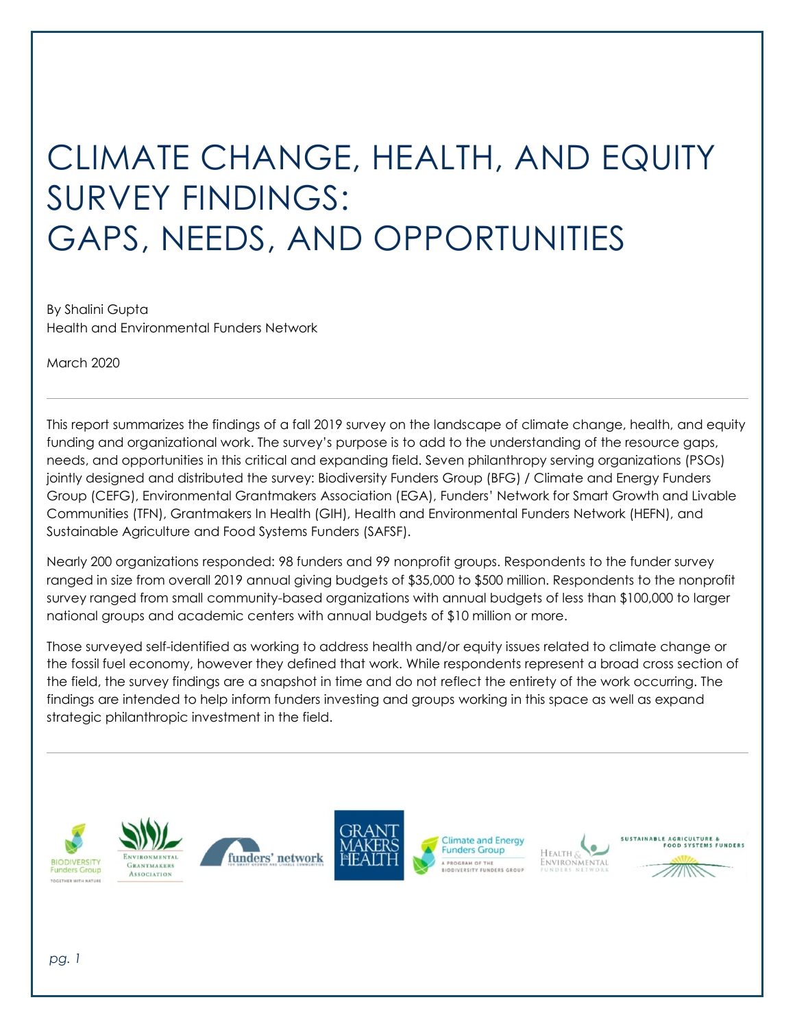# CLIMATE CHANGE, HEALTH, AND EQUITY SURVEY FINDINGS: GAPS, NEEDS, AND OPPORTUNITIES

By Shalini Gupta
Health and Environmental Funders Network

March 2020

---

This report summarizes the findings of a fall 2019 survey on the landscape of climate change, health, and equity funding and organizational work. The survey's purpose is to add to the understanding of the resource gaps, needs, and opportunities in this critical and expanding field. Seven philanthropy serving organizations (PSOs) jointly designed and distributed the survey: Biodiversity Funders Group (BFG) / Climate and Energy Funders Group (CEFG), Environmental Grantmakers Association (EGA), Funders' Network for Smart Growth and Livable Communities (TFN), Grantmakers In Health (GIH), Health and Environmental Funders Network (HEFN), and Sustainable Agriculture and Food Systems Funders (SAFSF).

Nearly 200 organizations responded: 98 funders and 99 nonprofit groups. Respondents to the funder survey ranged in size from overall 2019 annual giving budgets of $35,000 to $500 million. Respondents to the nonprofit survey ranged from small community-based organizations with annual budgets of less than $100,000 to larger national groups and academic centers with annual budgets of $10 million or more.

Those surveyed self-identified as working to address health and/or equity issues related to climate change or the fossil fuel economy, however they defined that work. While respondents represent a broad cross section of the field, the survey findings are a snapshot in time and do not reflect the entirety of the work occurring. The findings are intended to help inform funders investing and groups working in this space as well as expand strategic philanthropic investment in the field.

---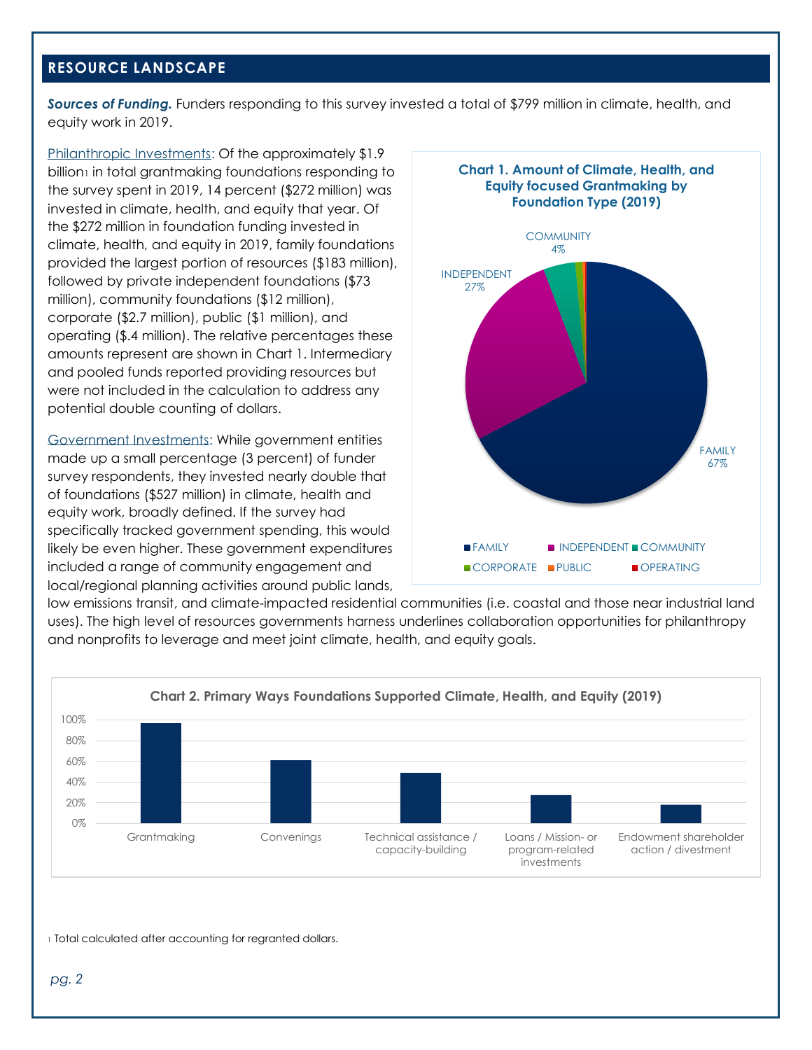## RESOURCE LANDSCAPE

***Sources of Funding.*** Funders responding to this survey invested a total of $799 million in climate, health, and equity work in 2019.

Philanthropic Investments: Of the approximately $1.9 billion[1] in total grantmaking foundations responding to the survey spent in 2019, 14 percent ($272 million) was invested in climate, health, and equity that year. Of the $272 million in foundation funding invested in climate, health, and equity in 2019, family foundations provided the largest portion of resources ($183 million), followed by private independent foundations ($73 million), community foundations ($12 million), corporate ($2.7 million), public ($1 million), and operating ($.4 million). The relative percentages these amounts represent are shown in Chart 1. Intermediary and pooled funds reported providing resources but were not included in the calculation to address any potential double counting of dollars.

**Chart 1. Amount of Climate, Health, and Equity focused Grantmaking by Foundation Type (2019)**

| Foundation Type | Share |
|---|---|
| FAMILY | 67% |
| INDEPENDENT | 27% |
| COMMUNITY | 4% |
| CORPORATE | |
| PUBLIC | |
| OPERATING | |

Government Investments: While government entities made up a small percentage (3 percent) of funder survey respondents, they invested nearly double that of foundations ($527 million) in climate, health and equity work, broadly defined. If the survey had specifically tracked government spending, this would likely be even higher. These government expenditures included a range of community engagement and local/regional planning activities around public lands, low emissions transit, and climate-impacted residential communities (i.e. coastal and those near industrial land uses). The high level of resources governments harness underlines collaboration opportunities for philanthropy and nonprofits to leverage and meet joint climate, health, and equity goals.

**Chart 2. Primary Ways Foundations Supported Climate, Health, and Equity (2019)**

| Method | Approximate share of foundations |
|---|---|
| Grantmaking | ~97% |
| Convenings | ~61% |
| Technical assistance / capacity-building | ~49% |
| Loans / Mission- or program-related investments | ~27% |
| Endowment shareholder action / divestment | ~18% |

[1] Total calculated after accounting for regranted dollars.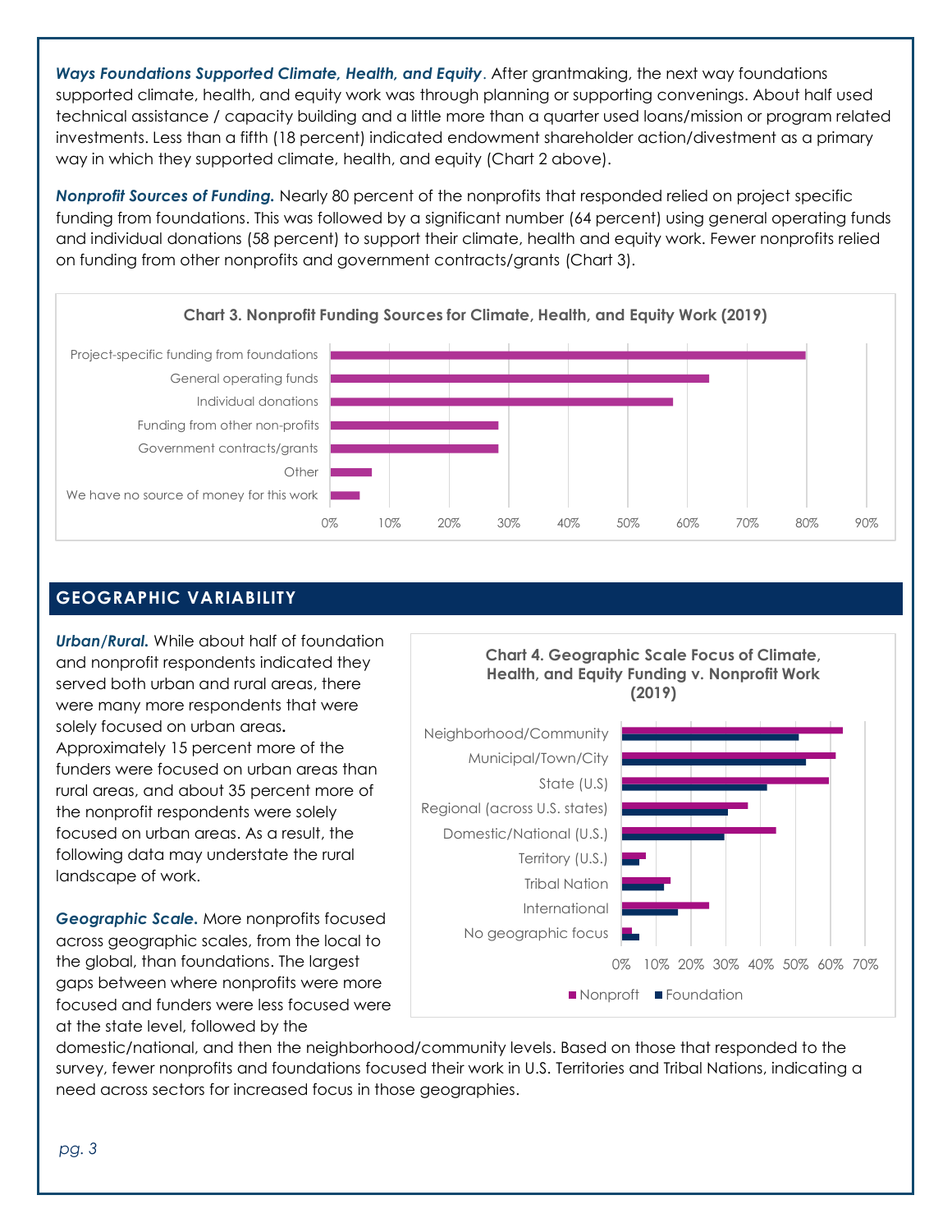***Ways Foundations Supported Climate, Health, and Equity***. After grantmaking, the next way foundations supported climate, health, and equity work was through planning or supporting convenings. About half used technical assistance / capacity building and a little more than a quarter used loans/mission or program related investments. Less than a fifth (18 percent) indicated endowment shareholder action/divestment as a primary way in which they supported climate, health, and equity (Chart 2 above).

***Nonprofit Sources of Funding.*** Nearly 80 percent of the nonprofits that responded relied on project specific funding from foundations. This was followed by a significant number (64 percent) using general operating funds and individual donations (58 percent) to support their climate, health and equity work. Fewer nonprofits relied on funding from other nonprofits and government contracts/grants (Chart 3).

**Chart 3. Nonprofit Funding Sources for Climate, Health, and Equity Work (2019)**

## GEOGRAPHIC VARIABILITY

***Urban/Rural.*** While about half of foundation and nonprofit respondents indicated they served both urban and rural areas, there were many more respondents that were solely focused on urban areas**.** Approximately 15 percent more of the funders were focused on urban areas than rural areas, and about 35 percent more of the nonprofit respondents were solely focused on urban areas. As a result, the following data may understate the rural landscape of work.

***Geographic Scale.*** More nonprofits focused across geographic scales, from the local to the global, than foundations. The largest gaps between where nonprofits were more focused and funders were less focused were at the state level, followed by the domestic/national, and then the neighborhood/community levels. Based on those that responded to the survey, fewer nonprofits and foundations focused their work in U.S. Territories and Tribal Nations, indicating a need across sectors for increased focus in those geographies.

**Chart 4. Geographic Scale Focus of Climate, Health, and Equity Funding v. Nonprofit Work (2019)**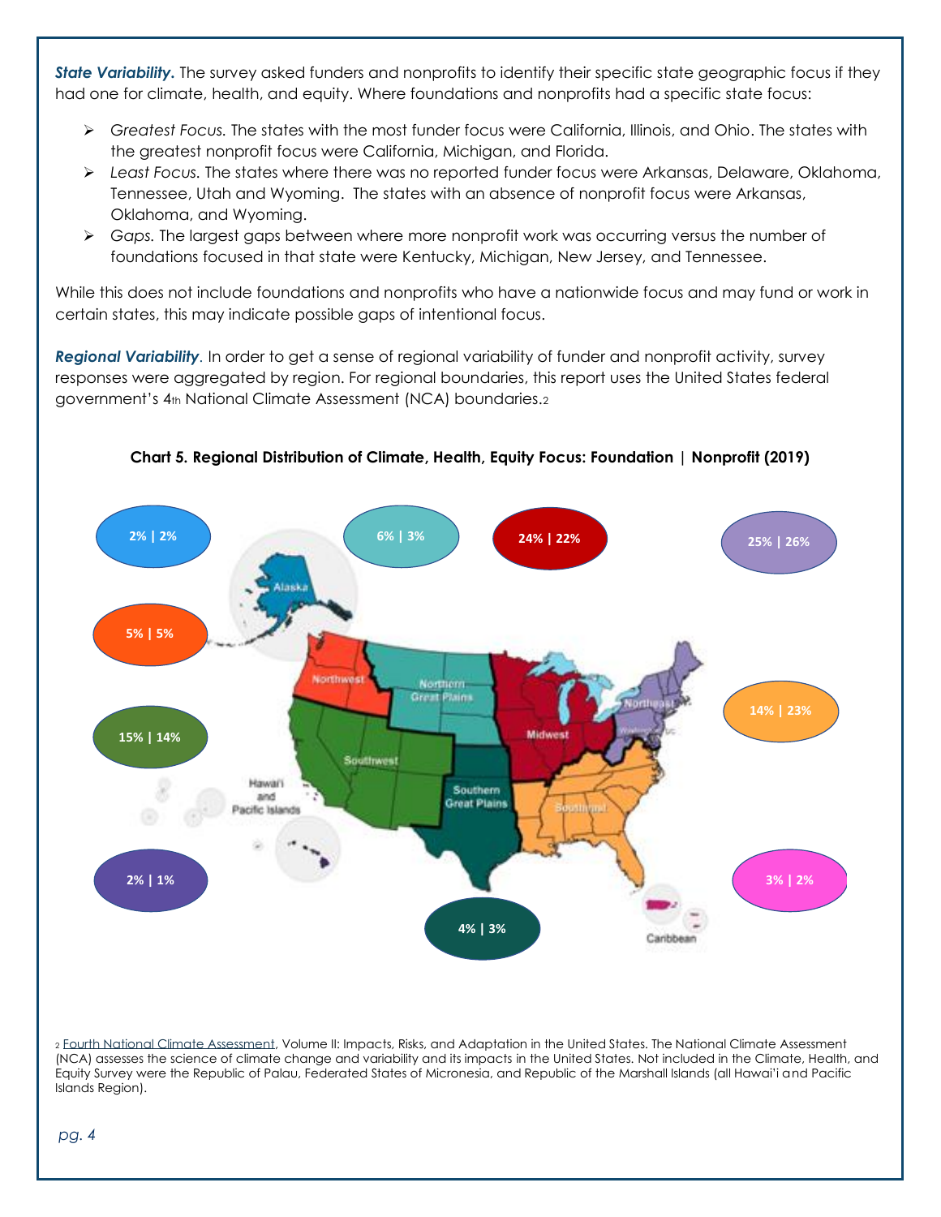***State Variability.*** The survey asked funders and nonprofits to identify their specific state geographic focus if they had one for climate, health, and equity. Where foundations and nonprofits had a specific state focus:

- *Greatest Focus.* The states with the most funder focus were California, Illinois, and Ohio. The states with the greatest nonprofit focus were California, Michigan, and Florida.
- *Least Focus.* The states where there was no reported funder focus were Arkansas, Delaware, Oklahoma, Tennessee, Utah and Wyoming. The states with an absence of nonprofit focus were Arkansas, Oklahoma, and Wyoming.
- *Gaps.* The largest gaps between where more nonprofit work was occurring versus the number of foundations focused in that state were Kentucky, Michigan, New Jersey, and Tennessee.

While this does not include foundations and nonprofits who have a nationwide focus and may fund or work in certain states, this may indicate possible gaps of intentional focus.

***Regional Variability***. In order to get a sense of regional variability of funder and nonprofit activity, survey responses were aggregated by region. For regional boundaries, this report uses the United States federal government's 4th National Climate Assessment (NCA) boundaries.[2]

**Chart 5. Regional Distribution of Climate, Health, Equity Focus: Foundation | Nonprofit (2019)**

| Region | Foundation | Nonprofit |
|---|---|---|
| Alaska | 2% | 2% |
| Northern Great Plains | 6% | 3% |
| Midwest | 24% | 22% |
| Northeast | 25% | 26% |
| Northwest | 5% | 5% |
| Southeast | 14% | 23% |
| Southwest | 15% | 14% |
| Hawai'i and Pacific Islands | 2% | 1% |
| Caribbean | 3% | 2% |
| Southern Great Plains | 4% | 3% |

[2] Fourth National Climate Assessment, Volume II: Impacts, Risks, and Adaptation in the United States. The National Climate Assessment (NCA) assesses the science of climate change and variability and its impacts in the United States. Not included in the Climate, Health, and Equity Survey were the Republic of Palau, Federated States of Micronesia, and Republic of the Marshall Islands (all Hawai'i and Pacific Islands Region).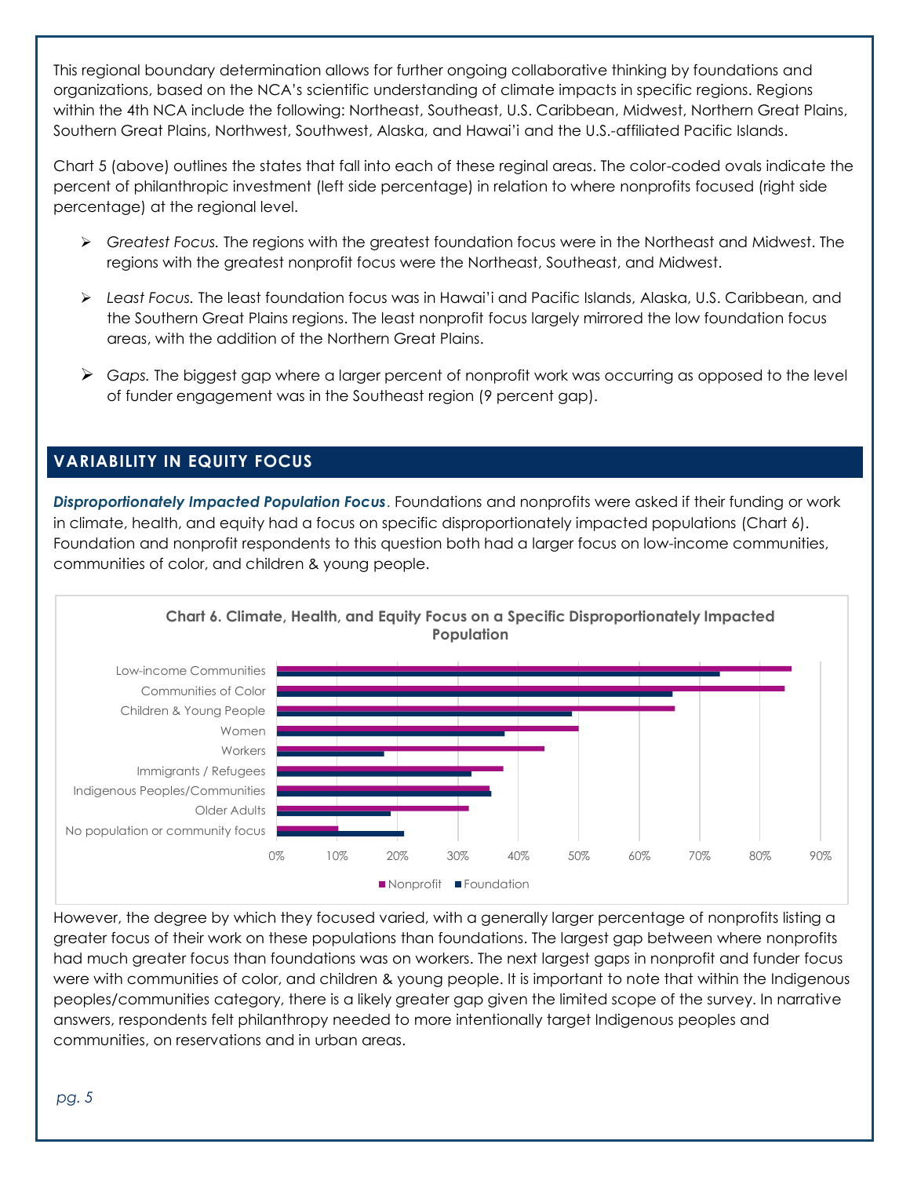This regional boundary determination allows for further ongoing collaborative thinking by foundations and organizations, based on the NCA's scientific understanding of climate impacts in specific regions. Regions within the 4th NCA include the following: Northeast, Southeast, U.S. Caribbean, Midwest, Northern Great Plains, Southern Great Plains, Northwest, Southwest, Alaska, and Hawai'i and the U.S.-affiliated Pacific Islands.

Chart 5 (above) outlines the states that fall into each of these reginal areas. The color-coded ovals indicate the percent of philanthropic investment (left side percentage) in relation to where nonprofits focused (right side percentage) at the regional level.

- *Greatest Focus.* The regions with the greatest foundation focus were in the Northeast and Midwest. The regions with the greatest nonprofit focus were the Northeast, Southeast, and Midwest.
- *Least Focus.* The least foundation focus was in Hawai'i and Pacific Islands, Alaska, U.S. Caribbean, and the Southern Great Plains regions. The least nonprofit focus largely mirrored the low foundation focus areas, with the addition of the Northern Great Plains.
- *Gaps.* The biggest gap where a larger percent of nonprofit work was occurring as opposed to the level of funder engagement was in the Southeast region (9 percent gap).

## VARIABILITY IN EQUITY FOCUS

***Disproportionately Impacted Population Focus***. Foundations and nonprofits were asked if their funding or work in climate, health, and equity had a focus on specific disproportionately impacted populations (Chart 6). Foundation and nonprofit respondents to this question both had a larger focus on low-income communities, communities of color, and children & young people.

**Chart 6. Climate, Health, and Equity Focus on a Specific Disproportionately Impacted Population**

| Population | Nonprofit | Foundation |
| --- | --- | --- |
| Low-income Communities | ~85% | ~73% |
| Communities of Color | ~84% | ~65% |
| Children & Young People | ~66% | ~49% |
| Women | ~50% | ~38% |
| Workers | ~44% | ~18% |
| Immigrants / Refugees | ~37% | ~32% |
| Indigenous Peoples/Communities | ~35% | ~35% |
| Older Adults | ~32% | ~19% |
| No population or community focus | ~10% | ~21% |

However, the degree by which they focused varied, with a generally larger percentage of nonprofits listing a greater focus of their work on these populations than foundations. The largest gap between where nonprofits had much greater focus than foundations was on workers. The next largest gaps in nonprofit and funder focus were with communities of color, and children & young people. It is important to note that within the Indigenous peoples/communities category, there is a likely greater gap given the limited scope of the survey. In narrative answers, respondents felt philanthropy needed to more intentionally target Indigenous peoples and communities, on reservations and in urban areas.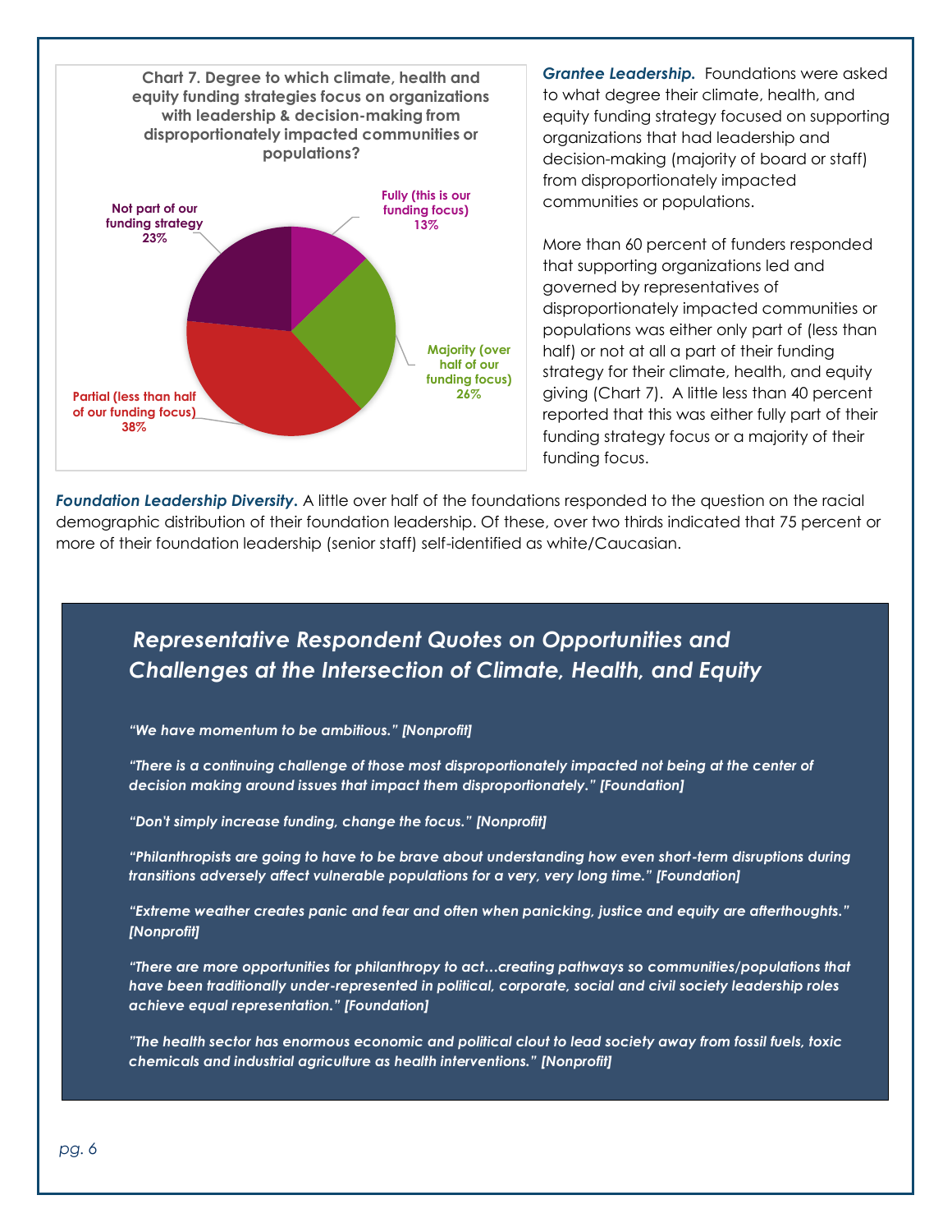**Chart 7. Degree to which climate, health and equity funding strategies focus on organizations with leadership & decision-making from disproportionately impacted communities or populations?**

- Fully (this is our funding focus) 13%
- Majority (over half of our funding focus) 26%
- Partial (less than half of our funding focus) 38%
- Not part of our funding strategy 23%

***Grantee Leadership.*** Foundations were asked to what degree their climate, health, and equity funding strategy focused on supporting organizations that had leadership and decision-making (majority of board or staff) from disproportionately impacted communities or populations.

More than 60 percent of funders responded that supporting organizations led and governed by representatives of disproportionately impacted communities or populations was either only part of (less than half) or not at all a part of their funding strategy for their climate, health, and equity giving (Chart 7). A little less than 40 percent reported that this was either fully part of their funding strategy focus or a majority of their funding focus.

***Foundation Leadership Diversity.*** A little over half of the foundations responded to the question on the racial demographic distribution of their foundation leadership. Of these, over two thirds indicated that 75 percent or more of their foundation leadership (senior staff) self-identified as white/Caucasian.

## *Representative Respondent Quotes on Opportunities and Challenges at the Intersection of Climate, Health, and Equity*

***"We have momentum to be ambitious." [Nonprofit]***

***"There is a continuing challenge of those most disproportionately impacted not being at the center of decision making around issues that impact them disproportionately." [Foundation]***

***"Don't simply increase funding, change the focus." [Nonprofit]***

***"Philanthropists are going to have to be brave about understanding how even short-term disruptions during transitions adversely affect vulnerable populations for a very, very long time." [Foundation]***

***"Extreme weather creates panic and fear and often when panicking, justice and equity are afterthoughts." [Nonprofit]***

***"There are more opportunities for philanthropy to act…creating pathways so communities/populations that have been traditionally under-represented in political, corporate, social and civil society leadership roles achieve equal representation." [Foundation]***

***"The health sector has enormous economic and political clout to lead society away from fossil fuels, toxic chemicals and industrial agriculture as health interventions." [Nonprofit]***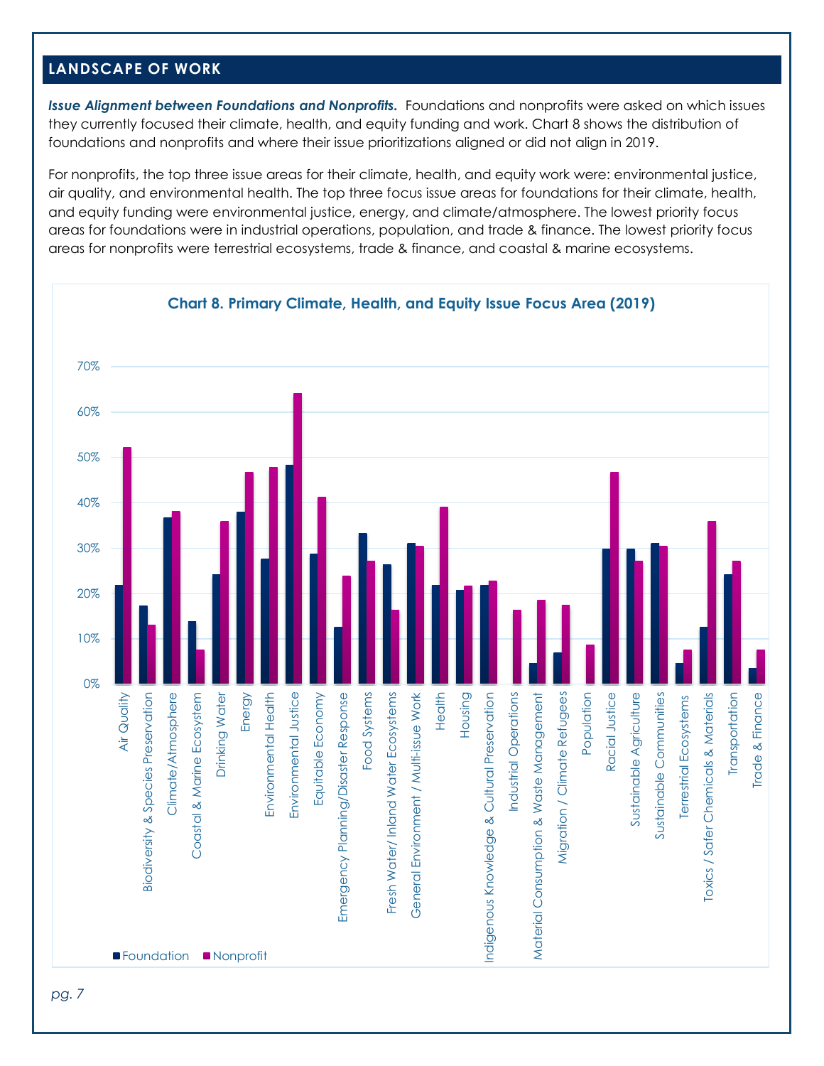## LANDSCAPE OF WORK

***Issue Alignment between Foundations and Nonprofits.*** Foundations and nonprofits were asked on which issues they currently focused their climate, health, and equity funding and work. Chart 8 shows the distribution of foundations and nonprofits and where their issue prioritizations aligned or did not align in 2019.

For nonprofits, the top three issue areas for their climate, health, and equity work were: environmental justice, air quality, and environmental health. The top three focus issue areas for foundations for their climate, health, and equity funding were environmental justice, energy, and climate/atmosphere. The lowest priority focus areas for foundations were in industrial operations, population, and trade & finance. The lowest priority focus areas for nonprofits were terrestrial ecosystems, trade & finance, and coastal & marine ecosystems.

**Chart 8. Primary Climate, Health, and Equity Issue Focus Area (2019)**

| Issue Area | Foundation | Nonprofit |
|---|---|---|
| Air Quality | 22% | 52% |
| Biodiversity & Species Preservation | 17% | 13% |
| Climate/Atmosphere | 37% | 38% |
| Coastal & Marine Ecosystem | 14% | 8% |
| Drinking Water | 24% | 36% |
| Energy | 38% | 47% |
| Environmental Health | 28% | 48% |
| Environmental Justice | 48% | 64% |
| Equitable Economy | 29% | 41% |
| Emergency Planning/Disaster Response | 13% | 24% |
| Food Systems | 33% | 27% |
| Fresh Water/ Inland Water Ecosystems | 26% | 16% |
| General Environment / Multi-issue Work | 31% | 30% |
| Health | 22% | 39% |
| Housing | 21% | 22% |
| Indigenous Knowledge & Cultural Preservation | 22% | 23% |
| Industrial Operations | 0% | 16% |
| Material Consumption & Waste Management | 5% | 19% |
| Migration / Climate Refugees | 7% | 17% |
| Population | 0% | 9% |
| Racial Justice | 30% | 47% |
| Sustainable Agriculture | 30% | 27% |
| Sustainable Communities | 31% | 30% |
| Terrestrial Ecosystems | 5% | 8% |
| Toxics / Safer Chemicals & Materials | 13% | 36% |
| Transportation | 24% | 27% |
| Trade & Finance | 4% | 8% |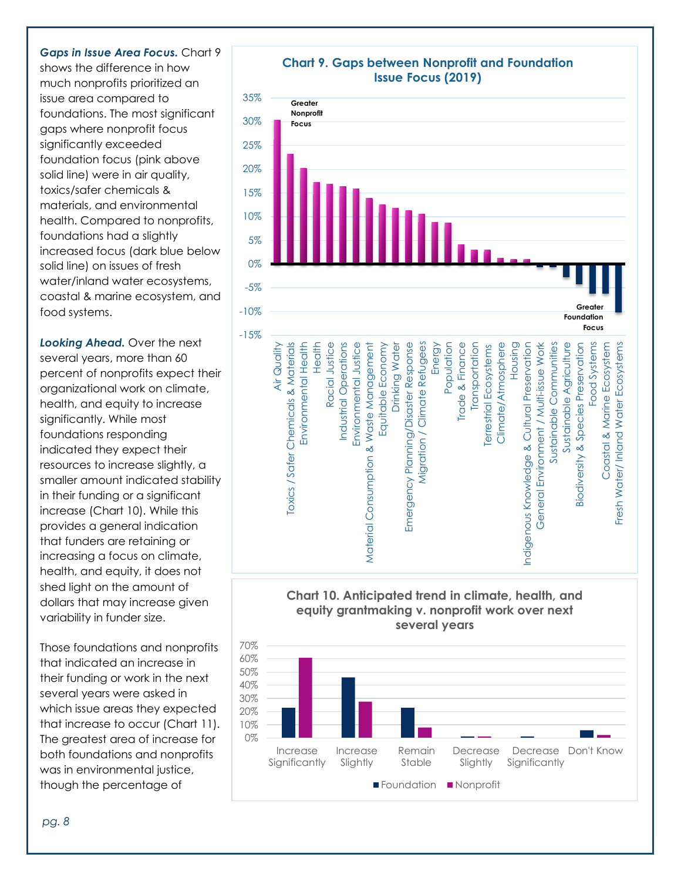***Gaps in Issue Area Focus.*** Chart 9 shows the difference in how much nonprofits prioritized an issue area compared to foundations. The most significant gaps where nonprofit focus significantly exceeded foundation focus (pink above solid line) were in air quality, toxics/safer chemicals & materials, and environmental health. Compared to nonprofits, foundations had a slightly increased focus (dark blue below solid line) on issues of fresh water/inland water ecosystems, coastal & marine ecosystem, and food systems.

***Looking Ahead.*** Over the next several years, more than 60 percent of nonprofits expect their organizational work on climate, health, and equity to increase significantly. While most foundations responding indicated they expect their resources to increase slightly, a smaller amount indicated stability in their funding or a significant increase (Chart 10). While this provides a general indication that funders are retaining or increasing a focus on climate, health, and equity, it does not shed light on the amount of dollars that may increase given variability in funder size.

Those foundations and nonprofits that indicated an increase in their funding or work in the next several years were asked in which issue areas they expected that increase to occur (Chart 11). The greatest area of increase for both foundations and nonprofits was in environmental justice, though the percentage of

**Chart 9. Gaps between Nonprofit and Foundation Issue Focus (2019)**

Air Quality, Toxics / Safer Chemicals & Materials, Environmental Health, Health, Racial Justice, Industrial Operations, Environmental Justice, Material Consumption & Waste Management, Equitable Economy, Drinking Water, Emergency Planning/Disaster Response, Migration / Climate Refugees, Energy, Population, Trade & Finance, Transportation, Terrestrial Ecosystems, Climate/Atmosphere, Housing, Indigenous Knowledge & Cultural Preservation (Greater Nonprofit Focus); General Environment / Multi-issue Work, Sustainable Communities, Sustainable Agriculture, Biodiversity & Species Preservation, Food Systems, Coastal & Marine Ecosystem, Fresh Water/ Inland Water Ecosystems (Greater Foundation Focus)

**Chart 10. Anticipated trend in climate, health, and equity grantmaking v. nonprofit work over next several years**

| | Foundation | Nonprofit |
|---|---|---|
| Increase Significantly | ~23% | ~61% |
| Increase Slightly | ~46% | ~27% |
| Remain Stable | ~23% | ~8% |
| Decrease Slightly | ~1% | ~1% |
| Decrease Significantly | ~1% | 0% |
| Don't Know | ~6% | ~2% |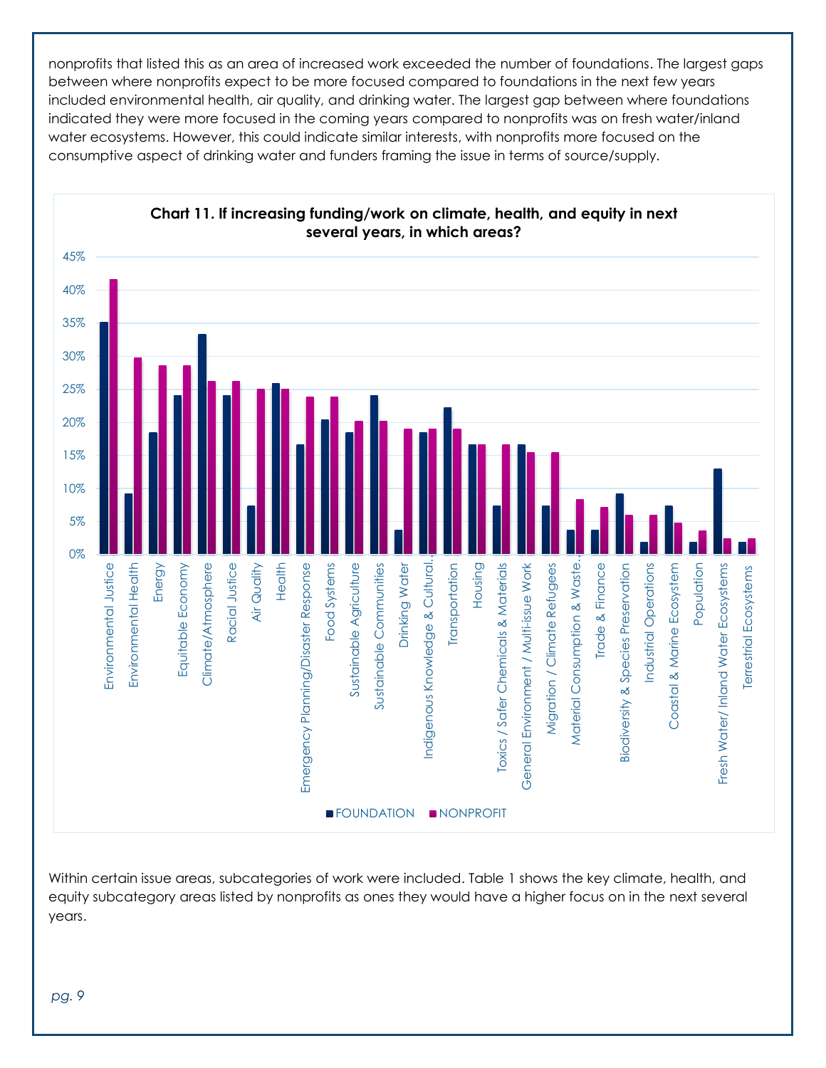nonprofits that listed this as an area of increased work exceeded the number of foundations. The largest gaps between where nonprofits expect to be more focused compared to foundations in the next few years included environmental health, air quality, and drinking water. The largest gap between where foundations indicated they were more focused in the coming years compared to nonprofits was on fresh water/inland water ecosystems. However, this could indicate similar interests, with nonprofits more focused on the consumptive aspect of drinking water and funders framing the issue in terms of source/supply.

**Chart 11. If increasing funding/work on climate, health, and equity in next several years, in which areas?**

Within certain issue areas, subcategories of work were included. Table 1 shows the key climate, health, and equity subcategory areas listed by nonprofits as ones they would have a higher focus on in the next several years.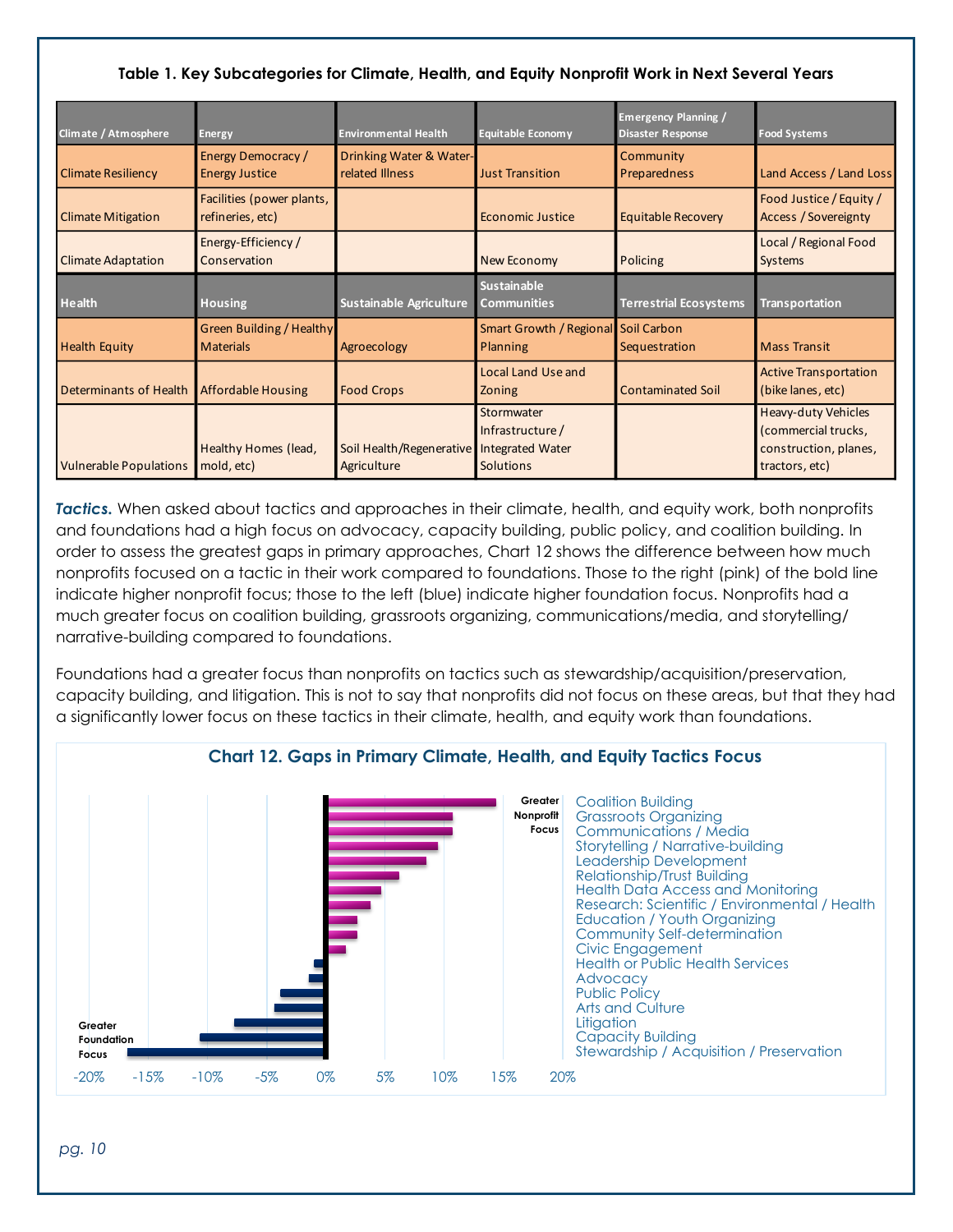**Table 1. Key Subcategories for Climate, Health, and Equity Nonprofit Work in Next Several Years**

| Climate / Atmosphere | Energy | Environmental Health | Equitable Economy | Emergency Planning / Disaster Response | Food Systems |
|---|---|---|---|---|---|
| Climate Resiliency | Energy Democracy / Energy Justice | Drinking Water & Water-related Illness | Just Transition | Community Preparedness | Land Access / Land Loss |
| Climate Mitigation | Facilities (power plants, refineries, etc) | | Economic Justice | Equitable Recovery | Food Justice / Equity / Access / Sovereignty |
| Climate Adaptation | Energy-Efficiency / Conservation | | New Economy | Policing | Local / Regional Food Systems |
| **Health** | **Housing** | **Sustainable Agriculture** | **Sustainable Communities** | **Terrestrial Ecosystems** | **Transportation** |
| Health Equity | Green Building / Healthy Materials | Agroecology | Smart Growth / Regional Planning | Soil Carbon Sequestration | Mass Transit |
| Determinants of Health | Affordable Housing | Food Crops | Local Land Use and Zoning | Contaminated Soil | Active Transportation (bike lanes, etc) |
| Vulnerable Populations | Healthy Homes (lead, mold, etc) | Soil Health/Regenerative Agriculture | Stormwater Infrastructure / Integrated Water Solutions | | Heavy-duty Vehicles (commercial trucks, construction, planes, tractors, etc) |

***Tactics.*** When asked about tactics and approaches in their climate, health, and equity work, both nonprofits and foundations had a high focus on advocacy, capacity building, public policy, and coalition building. In order to assess the greatest gaps in primary approaches, Chart 12 shows the difference between how much nonprofits focused on a tactic in their work compared to foundations. Those to the right (pink) of the bold line indicate higher nonprofit focus; those to the left (blue) indicate higher foundation focus. Nonprofits had a much greater focus on coalition building, grassroots organizing, communications/media, and storytelling/ narrative-building compared to foundations.

Foundations had a greater focus than nonprofits on tactics such as stewardship/acquisition/preservation, capacity building, and litigation. This is not to say that nonprofits did not focus on these areas, but that they had a significantly lower focus on these tactics in their climate, health, and equity work than foundations.

**Chart 12. Gaps in Primary Climate, Health, and Equity Tactics Focus**

Greater Nonprofit Focus:
- Coalition Building
- Grassroots Organizing
- Communications / Media
- Storytelling / Narrative-building
- Leadership Development
- Relationship/Trust Building
- Health Data Access and Monitoring
- Research: Scientific / Environmental / Health
- Education / Youth Organizing
- Community Self-determination
- Civic Engagement

Greater Foundation Focus:
- Health or Public Health Services
- Advocacy
- Public Policy
- Arts and Culture
- Litigation
- Capacity Building
- Stewardship / Acquisition / Preservation

-20% -15% -10% -5% 0% 5% 10% 15% 20%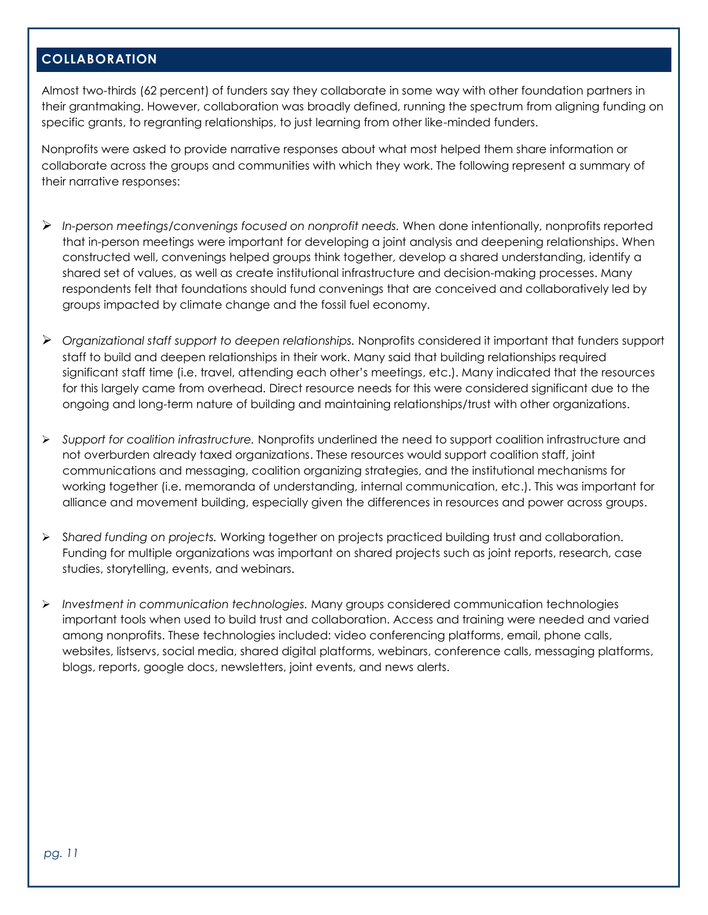## COLLABORATION

Almost two-thirds (62 percent) of funders say they collaborate in some way with other foundation partners in their grantmaking. However, collaboration was broadly defined, running the spectrum from aligning funding on specific grants, to regranting relationships, to just learning from other like-minded funders.

Nonprofits were asked to provide narrative responses about what most helped them share information or collaborate across the groups and communities with which they work. The following represent a summary of their narrative responses:

- *In-person meetings/convenings focused on nonprofit needs.* When done intentionally, nonprofits reported that in-person meetings were important for developing a joint analysis and deepening relationships. When constructed well, convenings helped groups think together, develop a shared understanding, identify a shared set of values, as well as create institutional infrastructure and decision-making processes. Many respondents felt that foundations should fund convenings that are conceived and collaboratively led by groups impacted by climate change and the fossil fuel economy.

- *Organizational staff support to deepen relationships.* Nonprofits considered it important that funders support staff to build and deepen relationships in their work. Many said that building relationships required significant staff time (i.e. travel, attending each other's meetings, etc.). Many indicated that the resources for this largely came from overhead. Direct resource needs for this were considered significant due to the ongoing and long-term nature of building and maintaining relationships/trust with other organizations.

- *Support for coalition infrastructure.* Nonprofits underlined the need to support coalition infrastructure and not overburden already taxed organizations. These resources would support coalition staff, joint communications and messaging, coalition organizing strategies, and the institutional mechanisms for working together (i.e. memoranda of understanding, internal communication, etc.). This was important for alliance and movement building, especially given the differences in resources and power across groups.

- *Shared funding on projects.* Working together on projects practiced building trust and collaboration. Funding for multiple organizations was important on shared projects such as joint reports, research, case studies, storytelling, events, and webinars.

- *Investment in communication technologies.* Many groups considered communication technologies important tools when used to build trust and collaboration. Access and training were needed and varied among nonprofits. These technologies included: video conferencing platforms, email, phone calls, websites, listservs, social media, shared digital platforms, webinars, conference calls, messaging platforms, blogs, reports, google docs, newsletters, joint events, and news alerts.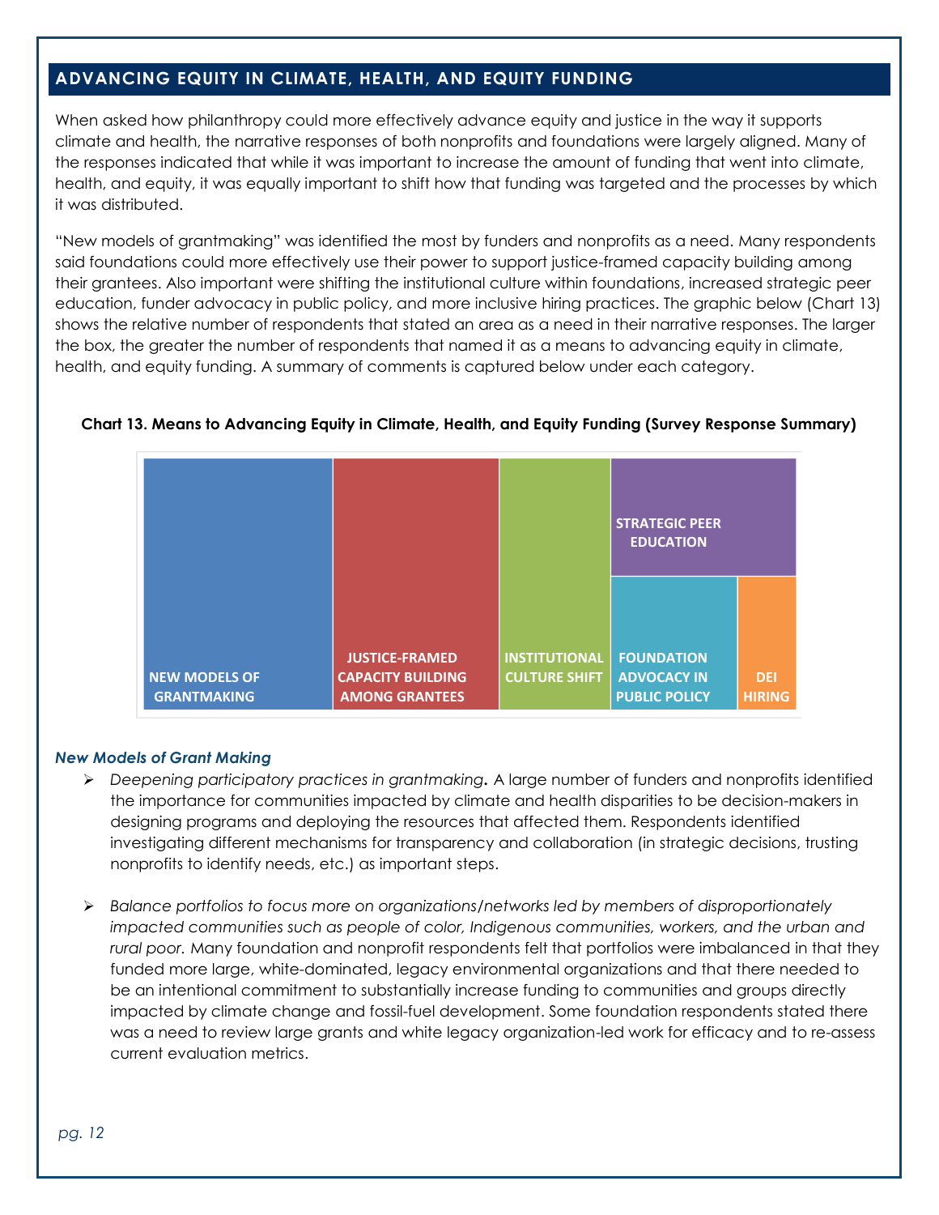## ADVANCING EQUITY IN CLIMATE, HEALTH, AND EQUITY FUNDING

When asked how philanthropy could more effectively advance equity and justice in the way it supports climate and health, the narrative responses of both nonprofits and foundations were largely aligned. Many of the responses indicated that while it was important to increase the amount of funding that went into climate, health, and equity, it was equally important to shift how that funding was targeted and the processes by which it was distributed.

"New models of grantmaking" was identified the most by funders and nonprofits as a need. Many respondents said foundations could more effectively use their power to support justice-framed capacity building among their grantees. Also important were shifting the institutional culture within foundations, increased strategic peer education, funder advocacy in public policy, and more inclusive hiring practices. The graphic below (Chart 13) shows the relative number of respondents that stated an area as a need in their narrative responses. The larger the box, the greater the number of respondents that named it as a means to advancing equity in climate, health, and equity funding. A summary of comments is captured below under each category.

**Chart 13. Means to Advancing Equity in Climate, Health, and Equity Funding (Survey Response Summary)**

NEW MODELS OF GRANTMAKING | JUSTICE-FRAMED CAPACITY BUILDING AMONG GRANTEES | INSTITUTIONAL CULTURE SHIFT | STRATEGIC PEER EDUCATION | FOUNDATION ADVOCACY IN PUBLIC POLICY | DEI HIRING

### *New Models of Grant Making*

- *Deepening participatory practices in grantmaking***.** A large number of funders and nonprofits identified the importance for communities impacted by climate and health disparities to be decision-makers in designing programs and deploying the resources that affected them. Respondents identified investigating different mechanisms for transparency and collaboration (in strategic decisions, trusting nonprofits to identify needs, etc.) as important steps.

- *Balance portfolios to focus more on organizations/networks led by members of disproportionately impacted communities such as people of color, Indigenous communities, workers, and the urban and rural poor.* Many foundation and nonprofit respondents felt that portfolios were imbalanced in that they funded more large, white-dominated, legacy environmental organizations and that there needed to be an intentional commitment to substantially increase funding to communities and groups directly impacted by climate change and fossil-fuel development. Some foundation respondents stated there was a need to review large grants and white legacy organization-led work for efficacy and to re-assess current evaluation metrics.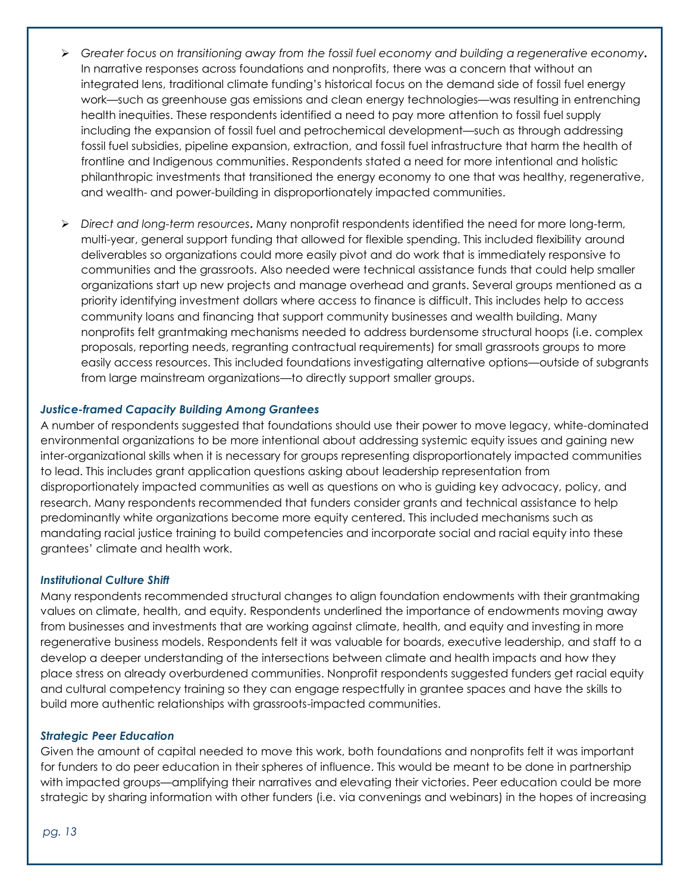- *Greater focus on transitioning away from the fossil fuel economy and building a regenerative economy***.** In narrative responses across foundations and nonprofits, there was a concern that without an integrated lens, traditional climate funding's historical focus on the demand side of fossil fuel energy work—such as greenhouse gas emissions and clean energy technologies—was resulting in entrenching health inequities. These respondents identified a need to pay more attention to fossil fuel supply including the expansion of fossil fuel and petrochemical development—such as through addressing fossil fuel subsidies, pipeline expansion, extraction, and fossil fuel infrastructure that harm the health of frontline and Indigenous communities. Respondents stated a need for more intentional and holistic philanthropic investments that transitioned the energy economy to one that was healthy, regenerative, and wealth- and power-building in disproportionately impacted communities.

- *Direct and long-term resources***.** Many nonprofit respondents identified the need for more long-term, multi-year, general support funding that allowed for flexible spending. This included flexibility around deliverables so organizations could more easily pivot and do work that is immediately responsive to communities and the grassroots. Also needed were technical assistance funds that could help smaller organizations start up new projects and manage overhead and grants. Several groups mentioned as a priority identifying investment dollars where access to finance is difficult. This includes help to access community loans and financing that support community businesses and wealth building. Many nonprofits felt grantmaking mechanisms needed to address burdensome structural hoops (i.e. complex proposals, reporting needs, regranting contractual requirements) for small grassroots groups to more easily access resources. This included foundations investigating alternative options—outside of subgrants from large mainstream organizations—to directly support smaller groups.

### *Justice-framed Capacity Building Among Grantees*

A number of respondents suggested that foundations should use their power to move legacy, white-dominated environmental organizations to be more intentional about addressing systemic equity issues and gaining new inter-organizational skills when it is necessary for groups representing disproportionately impacted communities to lead. This includes grant application questions asking about leadership representation from disproportionately impacted communities as well as questions on who is guiding key advocacy, policy, and research. Many respondents recommended that funders consider grants and technical assistance to help predominantly white organizations become more equity centered. This included mechanisms such as mandating racial justice training to build competencies and incorporate social and racial equity into these grantees' climate and health work.

### *Institutional Culture Shift*

Many respondents recommended structural changes to align foundation endowments with their grantmaking values on climate, health, and equity. Respondents underlined the importance of endowments moving away from businesses and investments that are working against climate, health, and equity and investing in more regenerative business models. Respondents felt it was valuable for boards, executive leadership, and staff to a develop a deeper understanding of the intersections between climate and health impacts and how they place stress on already overburdened communities. Nonprofit respondents suggested funders get racial equity and cultural competency training so they can engage respectfully in grantee spaces and have the skills to build more authentic relationships with grassroots-impacted communities.

### *Strategic Peer Education*

Given the amount of capital needed to move this work, both foundations and nonprofits felt it was important for funders to do peer education in their spheres of influence. This would be meant to be done in partnership with impacted groups—amplifying their narratives and elevating their victories. Peer education could be more strategic by sharing information with other funders (i.e. via convenings and webinars) in the hopes of increasing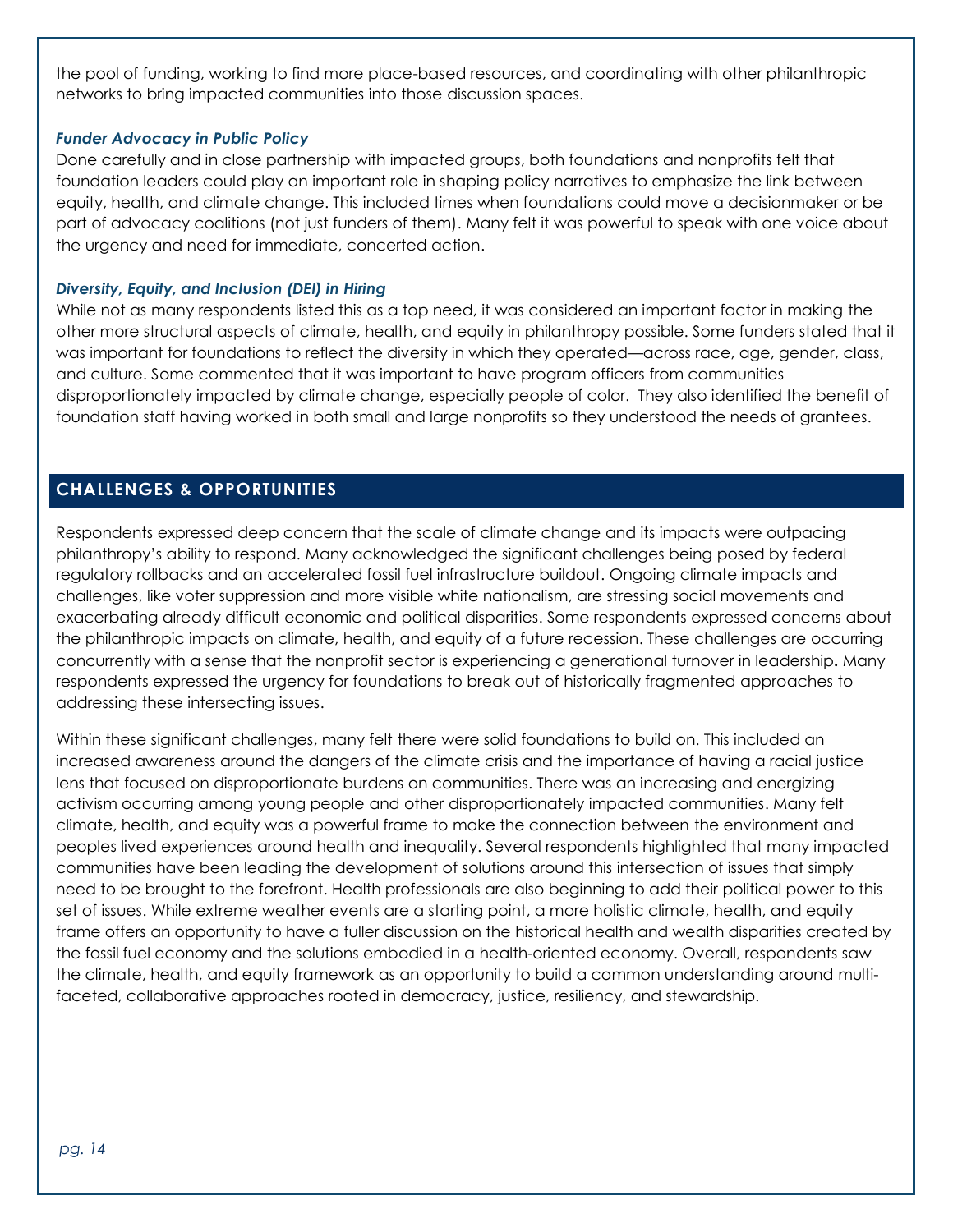the pool of funding, working to find more place-based resources, and coordinating with other philanthropic networks to bring impacted communities into those discussion spaces.

### *Funder Advocacy in Public Policy*

Done carefully and in close partnership with impacted groups, both foundations and nonprofits felt that foundation leaders could play an important role in shaping policy narratives to emphasize the link between equity, health, and climate change. This included times when foundations could move a decisionmaker or be part of advocacy coalitions (not just funders of them). Many felt it was powerful to speak with one voice about the urgency and need for immediate, concerted action.

### *Diversity, Equity, and Inclusion (DEI) in Hiring*

While not as many respondents listed this as a top need, it was considered an important factor in making the other more structural aspects of climate, health, and equity in philanthropy possible. Some funders stated that it was important for foundations to reflect the diversity in which they operated—across race, age, gender, class, and culture. Some commented that it was important to have program officers from communities disproportionately impacted by climate change, especially people of color. They also identified the benefit of foundation staff having worked in both small and large nonprofits so they understood the needs of grantees.

## CHALLENGES & OPPORTUNITIES

Respondents expressed deep concern that the scale of climate change and its impacts were outpacing philanthropy's ability to respond. Many acknowledged the significant challenges being posed by federal regulatory rollbacks and an accelerated fossil fuel infrastructure buildout. Ongoing climate impacts and challenges, like voter suppression and more visible white nationalism, are stressing social movements and exacerbating already difficult economic and political disparities. Some respondents expressed concerns about the philanthropic impacts on climate, health, and equity of a future recession. These challenges are occurring concurrently with a sense that the nonprofit sector is experiencing a generational turnover in leadership**.** Many respondents expressed the urgency for foundations to break out of historically fragmented approaches to addressing these intersecting issues.

Within these significant challenges, many felt there were solid foundations to build on. This included an increased awareness around the dangers of the climate crisis and the importance of having a racial justice lens that focused on disproportionate burdens on communities. There was an increasing and energizing activism occurring among young people and other disproportionately impacted communities. Many felt climate, health, and equity was a powerful frame to make the connection between the environment and peoples lived experiences around health and inequality. Several respondents highlighted that many impacted communities have been leading the development of solutions around this intersection of issues that simply need to be brought to the forefront. Health professionals are also beginning to add their political power to this set of issues. While extreme weather events are a starting point, a more holistic climate, health, and equity frame offers an opportunity to have a fuller discussion on the historical health and wealth disparities created by the fossil fuel economy and the solutions embodied in a health-oriented economy. Overall, respondents saw the climate, health, and equity framework as an opportunity to build a common understanding around multi-faceted, collaborative approaches rooted in democracy, justice, resiliency, and stewardship.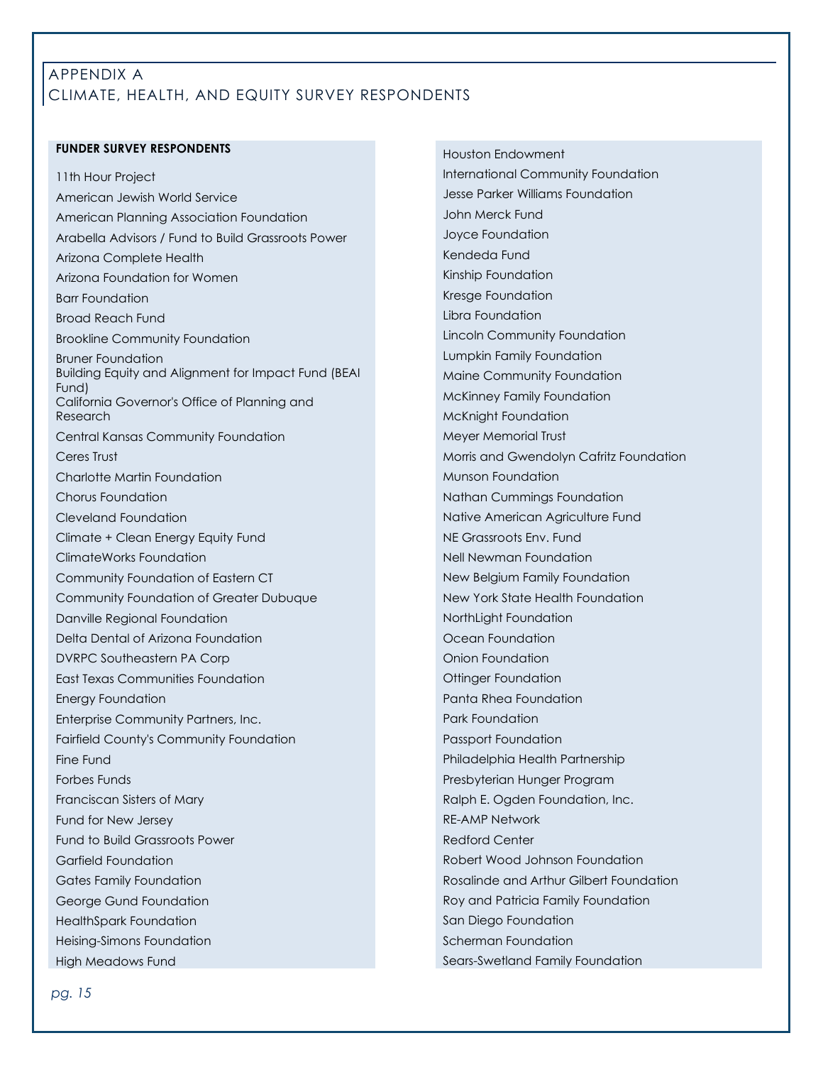# APPENDIX A
# CLIMATE, HEALTH, AND EQUITY SURVEY RESPONDENTS

**FUNDER SURVEY RESPONDENTS**

11th Hour Project
American Jewish World Service
American Planning Association Foundation
Arabella Advisors / Fund to Build Grassroots Power
Arizona Complete Health
Arizona Foundation for Women
Barr Foundation
Broad Reach Fund
Brookline Community Foundation
Bruner Foundation
Building Equity and Alignment for Impact Fund (BEAI Fund)
California Governor's Office of Planning and Research
Central Kansas Community Foundation
Ceres Trust
Charlotte Martin Foundation
Chorus Foundation
Cleveland Foundation
Climate + Clean Energy Equity Fund
ClimateWorks Foundation
Community Foundation of Eastern CT
Community Foundation of Greater Dubuque
Danville Regional Foundation
Delta Dental of Arizona Foundation
DVRPC Southeastern PA Corp
East Texas Communities Foundation
Energy Foundation
Enterprise Community Partners, Inc.
Fairfield County's Community Foundation
Fine Fund
Forbes Funds
Franciscan Sisters of Mary
Fund for New Jersey
Fund to Build Grassroots Power
Garfield Foundation
Gates Family Foundation
George Gund Foundation
HealthSpark Foundation
Heising-Simons Foundation
High Meadows Fund
Houston Endowment
International Community Foundation
Jesse Parker Williams Foundation
John Merck Fund
Joyce Foundation
Kendeda Fund
Kinship Foundation
Kresge Foundation
Libra Foundation
Lincoln Community Foundation
Lumpkin Family Foundation
Maine Community Foundation
McKinney Family Foundation
McKnight Foundation
Meyer Memorial Trust
Morris and Gwendolyn Cafritz Foundation
Munson Foundation
Nathan Cummings Foundation
Native American Agriculture Fund
NE Grassroots Env. Fund
Nell Newman Foundation
New Belgium Family Foundation
New York State Health Foundation
NorthLight Foundation
Ocean Foundation
Onion Foundation
Ottinger Foundation
Panta Rhea Foundation
Park Foundation
Passport Foundation
Philadelphia Health Partnership
Presbyterian Hunger Program
Ralph E. Ogden Foundation, Inc.
RE-AMP Network
Redford Center
Robert Wood Johnson Foundation
Rosalinde and Arthur Gilbert Foundation
Roy and Patricia Family Foundation
San Diego Foundation
Scherman Foundation
Sears-Swetland Family Foundation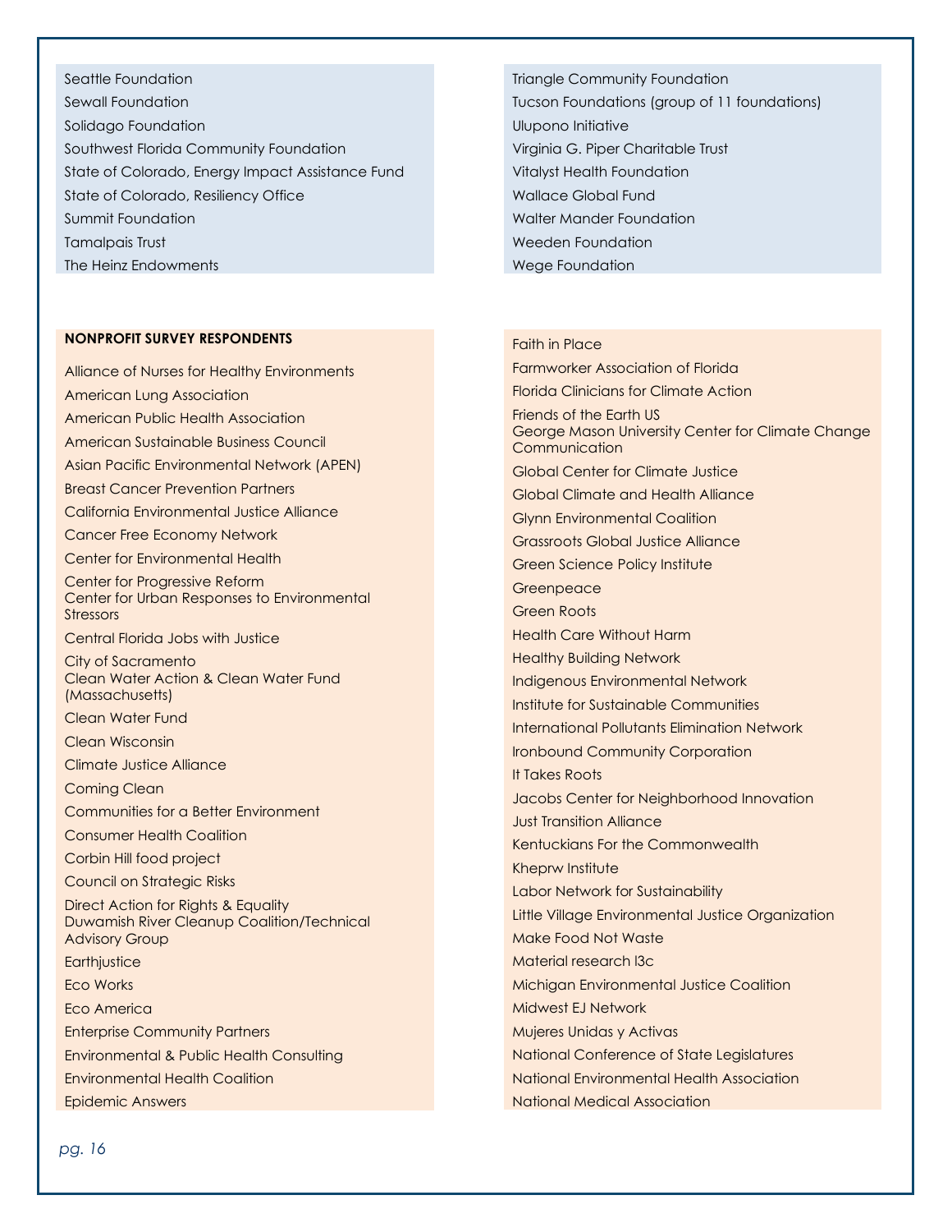Seattle Foundation
Sewall Foundation
Solidago Foundation
Southwest Florida Community Foundation
State of Colorado, Energy Impact Assistance Fund
State of Colorado, Resiliency Office
Summit Foundation
Tamalpais Trust
The Heinz Endowments
Triangle Community Foundation
Tucson Foundations (group of 11 foundations)
Ulupono Initiative
Virginia G. Piper Charitable Trust
Vitalyst Health Foundation
Wallace Global Fund
Walter Mander Foundation
Weeden Foundation
Wege Foundation

**NONPROFIT SURVEY RESPONDENTS**

Alliance of Nurses for Healthy Environments
American Lung Association
American Public Health Association
American Sustainable Business Council
Asian Pacific Environmental Network (APEN)
Breast Cancer Prevention Partners
California Environmental Justice Alliance
Cancer Free Economy Network
Center for Environmental Health
Center for Progressive Reform
Center for Urban Responses to Environmental Stressors
Central Florida Jobs with Justice
City of Sacramento
Clean Water Action & Clean Water Fund (Massachusetts)
Clean Water Fund
Clean Wisconsin
Climate Justice Alliance
Coming Clean
Communities for a Better Environment
Consumer Health Coalition
Corbin Hill food project
Council on Strategic Risks
Direct Action for Rights & Equality
Duwamish River Cleanup Coalition/Technical Advisory Group
Earthjustice
Eco Works
Eco America
Enterprise Community Partners
Environmental & Public Health Consulting
Environmental Health Coalition
Epidemic Answers
Faith in Place
Farmworker Association of Florida
Florida Clinicians for Climate Action
Friends of the Earth US
George Mason University Center for Climate Change Communication
Global Center for Climate Justice
Global Climate and Health Alliance
Glynn Environmental Coalition
Grassroots Global Justice Alliance
Green Science Policy Institute
Greenpeace
Green Roots
Health Care Without Harm
Healthy Building Network
Indigenous Environmental Network
Institute for Sustainable Communities
International Pollutants Elimination Network
Ironbound Community Corporation
It Takes Roots
Jacobs Center for Neighborhood Innovation
Just Transition Alliance
Kentuckians For the Commonwealth
Kheprw Institute
Labor Network for Sustainability
Little Village Environmental Justice Organization
Make Food Not Waste
Material research l3c
Michigan Environmental Justice Coalition
Midwest EJ Network
Mujeres Unidas y Activas
National Conference of State Legislatures
National Environmental Health Association
National Medical Association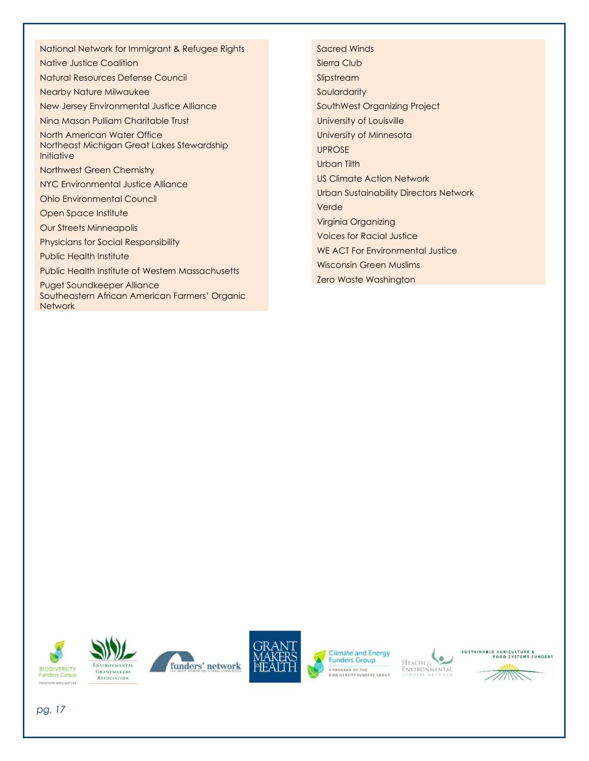National Network for Immigrant & Refugee Rights

Native Justice Coalition

Natural Resources Defense Council

Nearby Nature Milwaukee

New Jersey Environmental Justice Alliance

Nina Mason Pulliam Charitable Trust

North American Water Office

Northeast Michigan Great Lakes Stewardship Initiative

Northwest Green Chemistry

NYC Environmental Justice Alliance

Ohio Environmental Council

Open Space Institute

Our Streets Minneapolis

Physicians for Social Responsibility

Public Health Institute

Public Health Institute of Western Massachusetts

Puget Soundkeeper Alliance

Southeastern African American Farmers' Organic Network

Sacred Winds

Sierra Club

Slipstream

Soulardarity

SouthWest Organizing Project

University of Louisville

University of Minnesota

UPROSE

Urban Tilth

US Climate Action Network

Urban Sustainability Directors Network

Verde

Virginia Organizing

Voices for Racial Justice

WE ACT For Environmental Justice

Wisconsin Green Muslims

Zero Waste Washington